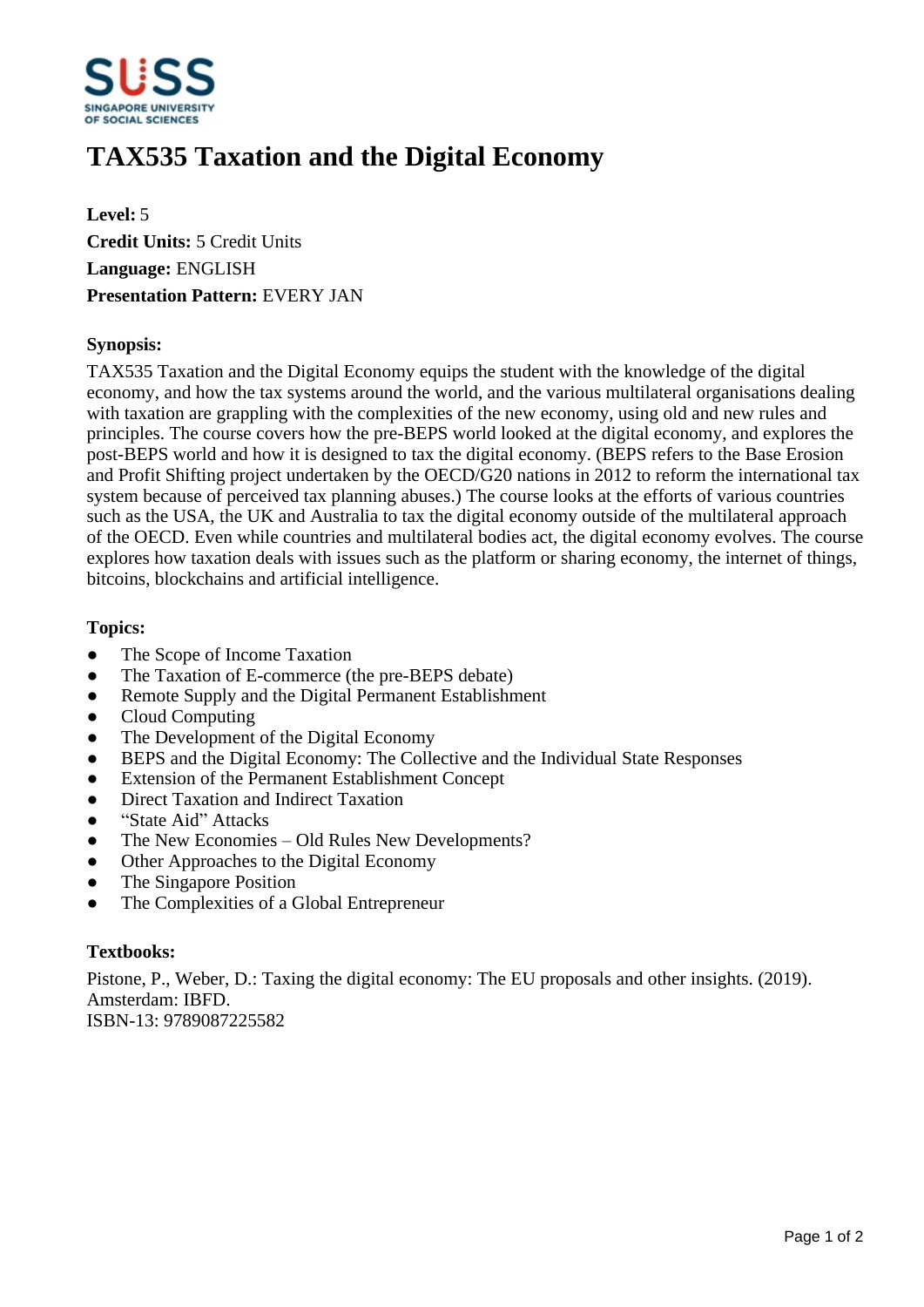# TAX535 Taxation and the Digital Economy

**Level:** 5
**Credit Units:** 5 Credit Units
**Language:** ENGLISH
**Presentation Pattern:** EVERY JAN

**Synopsis:**

TAX535 Taxation and the Digital Economy equips the student with the knowledge of the digital economy, and how the tax systems around the world, and the various multilateral organisations dealing with taxation are grappling with the complexities of the new economy, using old and new rules and principles. The course covers how the pre-BEPS world looked at the digital economy, and explores the post-BEPS world and how it is designed to tax the digital economy. (BEPS refers to the Base Erosion and Profit Shifting project undertaken by the OECD/G20 nations in 2012 to reform the international tax system because of perceived tax planning abuses.) The course looks at the efforts of various countries such as the USA, the UK and Australia to tax the digital economy outside of the multilateral approach of the OECD. Even while countries and multilateral bodies act, the digital economy evolves. The course explores how taxation deals with issues such as the platform or sharing economy, the internet of things, bitcoins, blockchains and artificial intelligence.

**Topics:**

- The Scope of Income Taxation
- The Taxation of E-commerce (the pre-BEPS debate)
- Remote Supply and the Digital Permanent Establishment
- Cloud Computing
- The Development of the Digital Economy
- BEPS and the Digital Economy: The Collective and the Individual State Responses
- Extension of the Permanent Establishment Concept
- Direct Taxation and Indirect Taxation
- "State Aid" Attacks
- The New Economies – Old Rules New Developments?
- Other Approaches to the Digital Economy
- The Singapore Position
- The Complexities of a Global Entrepreneur

**Textbooks:**

Pistone, P., Weber, D.: Taxing the digital economy: The EU proposals and other insights. (2019). Amsterdam: IBFD.
ISBN-13: 9789087225582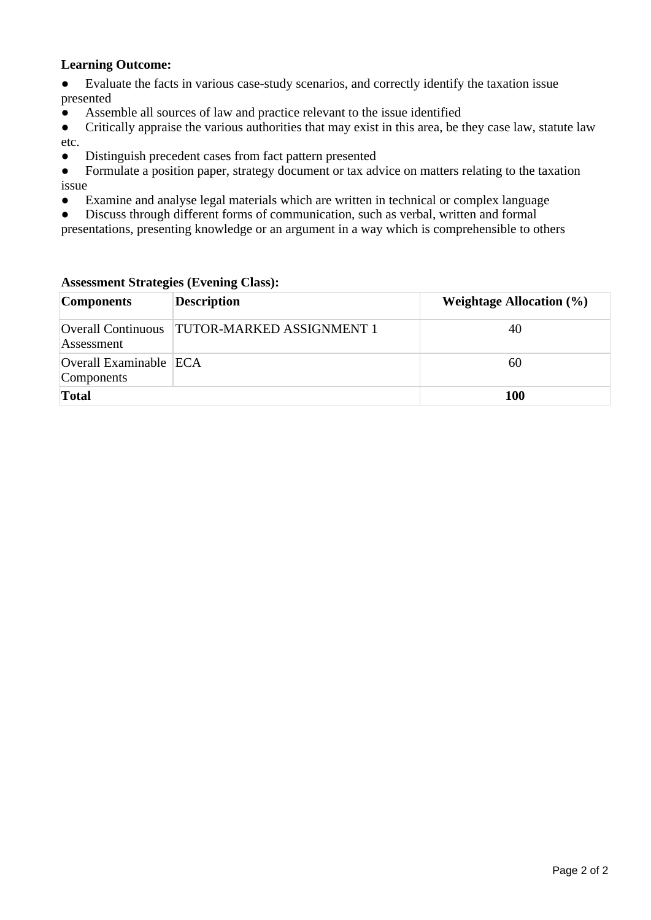**Learning Outcome:**

- Evaluate the facts in various case-study scenarios, and correctly identify the taxation issue presented
- Assemble all sources of law and practice relevant to the issue identified
- Critically appraise the various authorities that may exist in this area, be they case law, statute law etc.
- Distinguish precedent cases from fact pattern presented
- Formulate a position paper, strategy document or tax advice on matters relating to the taxation issue
- Examine and analyse legal materials which are written in technical or complex language
- Discuss through different forms of communication, such as verbal, written and formal presentations, presenting knowledge or an argument in a way which is comprehensible to others

**Assessment Strategies (Evening Class):**

| Components | Description | Weightage Allocation (%) |
|---|---|---|
| Overall Continuous Assessment | TUTOR-MARKED ASSIGNMENT 1 | 40 |
| Overall Examinable Components | ECA | 60 |
| **Total** | | **100** |